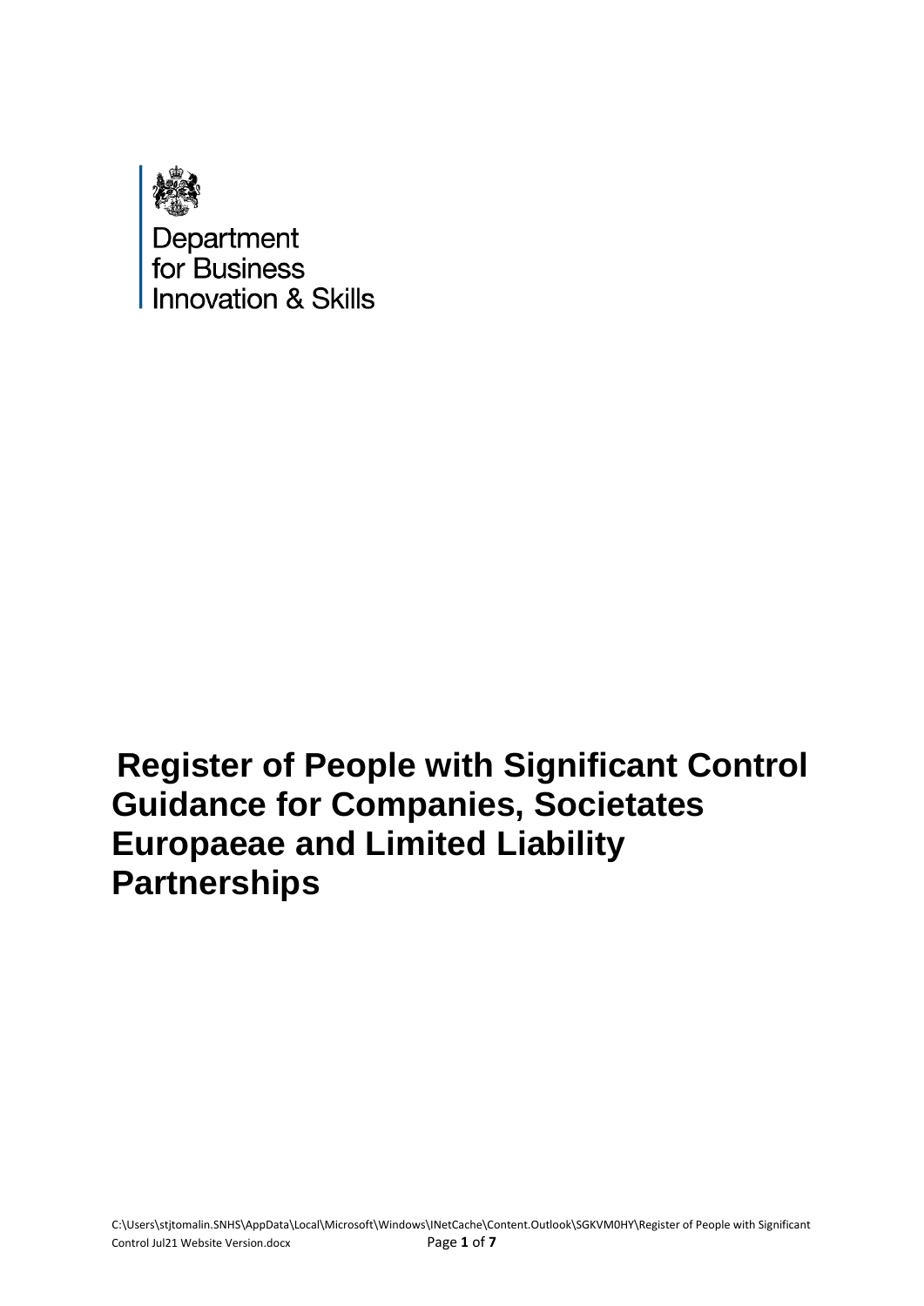Department
for Business
Innovation & Skills

# Register of People with Significant Control Guidance for Companies, Societates Europaeae and Limited Liability Partnerships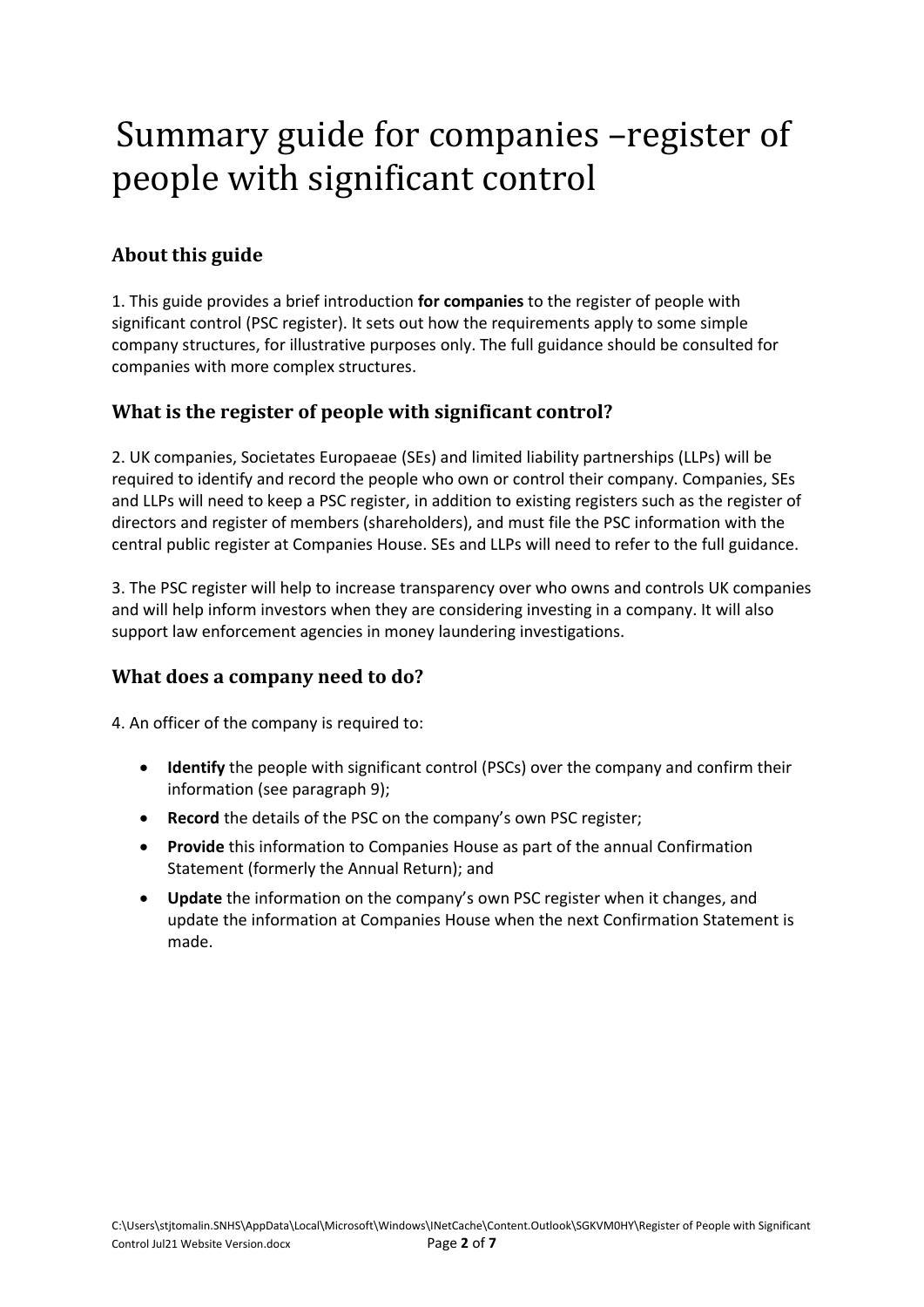# Summary guide for companies –register of people with significant control

## About this guide

1. This guide provides a brief introduction **for companies** to the register of people with significant control (PSC register). It sets out how the requirements apply to some simple company structures, for illustrative purposes only. The full guidance should be consulted for companies with more complex structures.

## What is the register of people with significant control?

2. UK companies, Societates Europaeae (SEs) and limited liability partnerships (LLPs) will be required to identify and record the people who own or control their company. Companies, SEs and LLPs will need to keep a PSC register, in addition to existing registers such as the register of directors and register of members (shareholders), and must file the PSC information with the central public register at Companies House. SEs and LLPs will need to refer to the full guidance.

3. The PSC register will help to increase transparency over who owns and controls UK companies and will help inform investors when they are considering investing in a company. It will also support law enforcement agencies in money laundering investigations.

## What does a company need to do?

4. An officer of the company is required to:

- **Identify** the people with significant control (PSCs) over the company and confirm their information (see paragraph 9);
- **Record** the details of the PSC on the company's own PSC register;
- **Provide** this information to Companies House as part of the annual Confirmation Statement (formerly the Annual Return); and
- **Update** the information on the company's own PSC register when it changes, and update the information at Companies House when the next Confirmation Statement is made.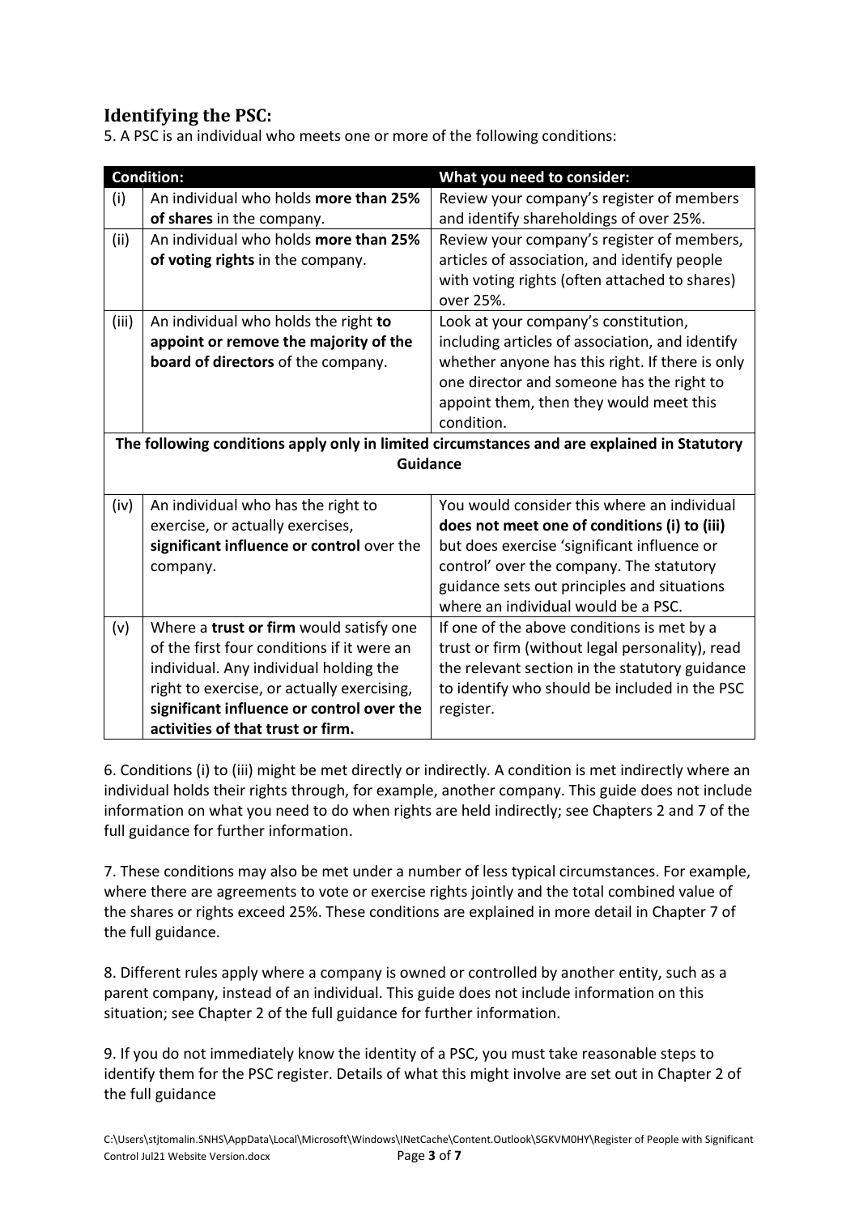## Identifying the PSC:

5. A PSC is an individual who meets one or more of the following conditions:

| | Condition: | What you need to consider: |
|---|---|---|
| (i) | An individual who holds **more than 25% of shares** in the company. | Review your company's register of members and identify shareholdings of over 25%. |
| (ii) | An individual who holds **more than 25% of voting rights** in the company. | Review your company's register of members, articles of association, and identify people with voting rights (often attached to shares) over 25%. |
| (iii) | An individual who holds the right **to appoint or remove the majority of the board of directors** of the company. | Look at your company's constitution, including articles of association, and identify whether anyone has this right. If there is only one director and someone has the right to appoint them, then they would meet this condition. |
| **The following conditions apply only in limited circumstances and are explained in Statutory Guidance** | | |
| (iv) | An individual who has the right to exercise, or actually exercises, **significant influence or control** over the company. | You would consider this where an individual **does not meet one of conditions (i) to (iii)** but does exercise 'significant influence or control' over the company. The statutory guidance sets out principles and situations where an individual would be a PSC. |
| (v) | Where a **trust or firm** would satisfy one of the first four conditions if it were an individual. Any individual holding the right to exercise, or actually exercising, **significant influence or control over the activities of that trust or firm.** | If one of the above conditions is met by a trust or firm (without legal personality), read the relevant section in the statutory guidance to identify who should be included in the PSC register. |

6. Conditions (i) to (iii) might be met directly or indirectly. A condition is met indirectly where an individual holds their rights through, for example, another company. This guide does not include information on what you need to do when rights are held indirectly; see Chapters 2 and 7 of the full guidance for further information.

7. These conditions may also be met under a number of less typical circumstances. For example, where there are agreements to vote or exercise rights jointly and the total combined value of the shares or rights exceed 25%. These conditions are explained in more detail in Chapter 7 of the full guidance.

8. Different rules apply where a company is owned or controlled by another entity, such as a parent company, instead of an individual. This guide does not include information on this situation; see Chapter 2 of the full guidance for further information.

9. If you do not immediately know the identity of a PSC, you must take reasonable steps to identify them for the PSC register. Details of what this might involve are set out in Chapter 2 of the full guidance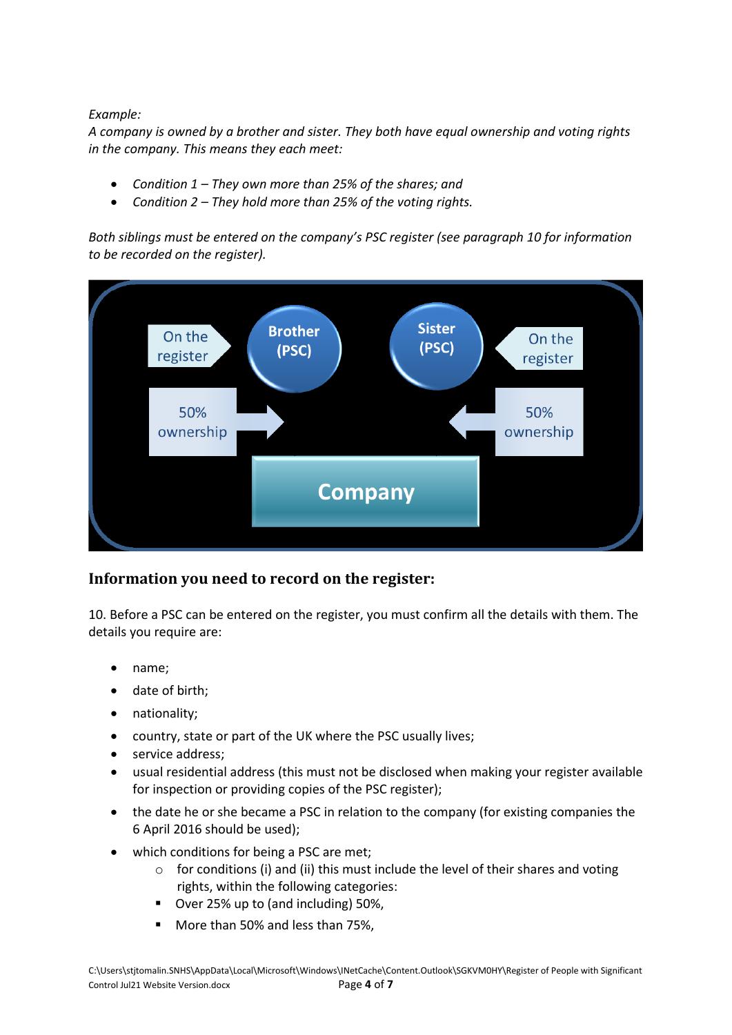*Example:*
*A company is owned by a brother and sister. They both have equal ownership and voting rights in the company. This means they each meet:*

- *Condition 1 – They own more than 25% of the shares; and*
- *Condition 2 – They hold more than 25% of the voting rights.*

*Both siblings must be entered on the company's PSC register (see paragraph 10 for information to be recorded on the register).*

On the register | Brother (PSC) | Sister (PSC) | On the register
50% ownership | 50% ownership
Company

## Information you need to record on the register:

10. Before a PSC can be entered on the register, you must confirm all the details with them. The details you require are:

- name;
- date of birth;
- nationality;
- country, state or part of the UK where the PSC usually lives;
- service address;
- usual residential address (this must not be disclosed when making your register available for inspection or providing copies of the PSC register);
- the date he or she became a PSC in relation to the company (for existing companies the 6 April 2016 should be used);
- which conditions for being a PSC are met;
  - for conditions (i) and (ii) this must include the level of their shares and voting rights, within the following categories:
    - Over 25% up to (and including) 50%,
    - More than 50% and less than 75%,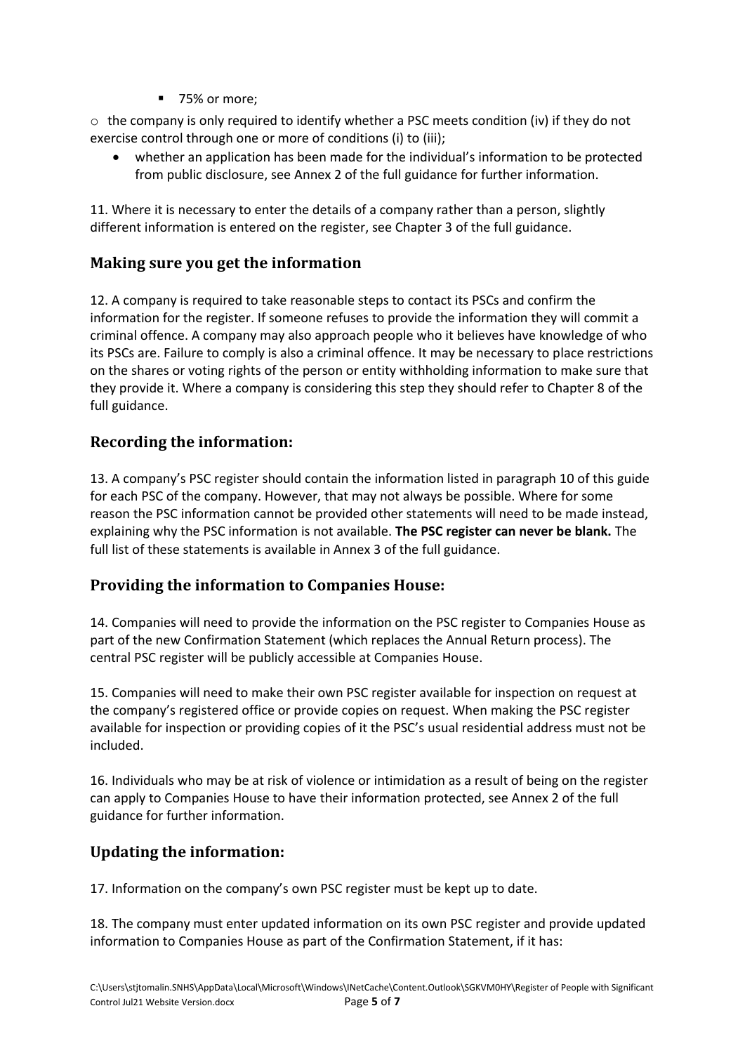- 75% or more;

- the company is only required to identify whether a PSC meets condition (iv) if they do not exercise control through one or more of conditions (i) to (iii);
  - whether an application has been made for the individual's information to be protected from public disclosure, see Annex 2 of the full guidance for further information.

11. Where it is necessary to enter the details of a company rather than a person, slightly different information is entered on the register, see Chapter 3 of the full guidance.

## Making sure you get the information

12. A company is required to take reasonable steps to contact its PSCs and confirm the information for the register. If someone refuses to provide the information they will commit a criminal offence. A company may also approach people who it believes have knowledge of who its PSCs are. Failure to comply is also a criminal offence. It may be necessary to place restrictions on the shares or voting rights of the person or entity withholding information to make sure that they provide it. Where a company is considering this step they should refer to Chapter 8 of the full guidance.

## Recording the information:

13. A company's PSC register should contain the information listed in paragraph 10 of this guide for each PSC of the company. However, that may not always be possible. Where for some reason the PSC information cannot be provided other statements will need to be made instead, explaining why the PSC information is not available. **The PSC register can never be blank.** The full list of these statements is available in Annex 3 of the full guidance.

## Providing the information to Companies House:

14. Companies will need to provide the information on the PSC register to Companies House as part of the new Confirmation Statement (which replaces the Annual Return process). The central PSC register will be publicly accessible at Companies House.

15. Companies will need to make their own PSC register available for inspection on request at the company's registered office or provide copies on request. When making the PSC register available for inspection or providing copies of it the PSC's usual residential address must not be included.

16. Individuals who may be at risk of violence or intimidation as a result of being on the register can apply to Companies House to have their information protected, see Annex 2 of the full guidance for further information.

## Updating the information:

17. Information on the company's own PSC register must be kept up to date.

18. The company must enter updated information on its own PSC register and provide updated information to Companies House as part of the Confirmation Statement, if it has: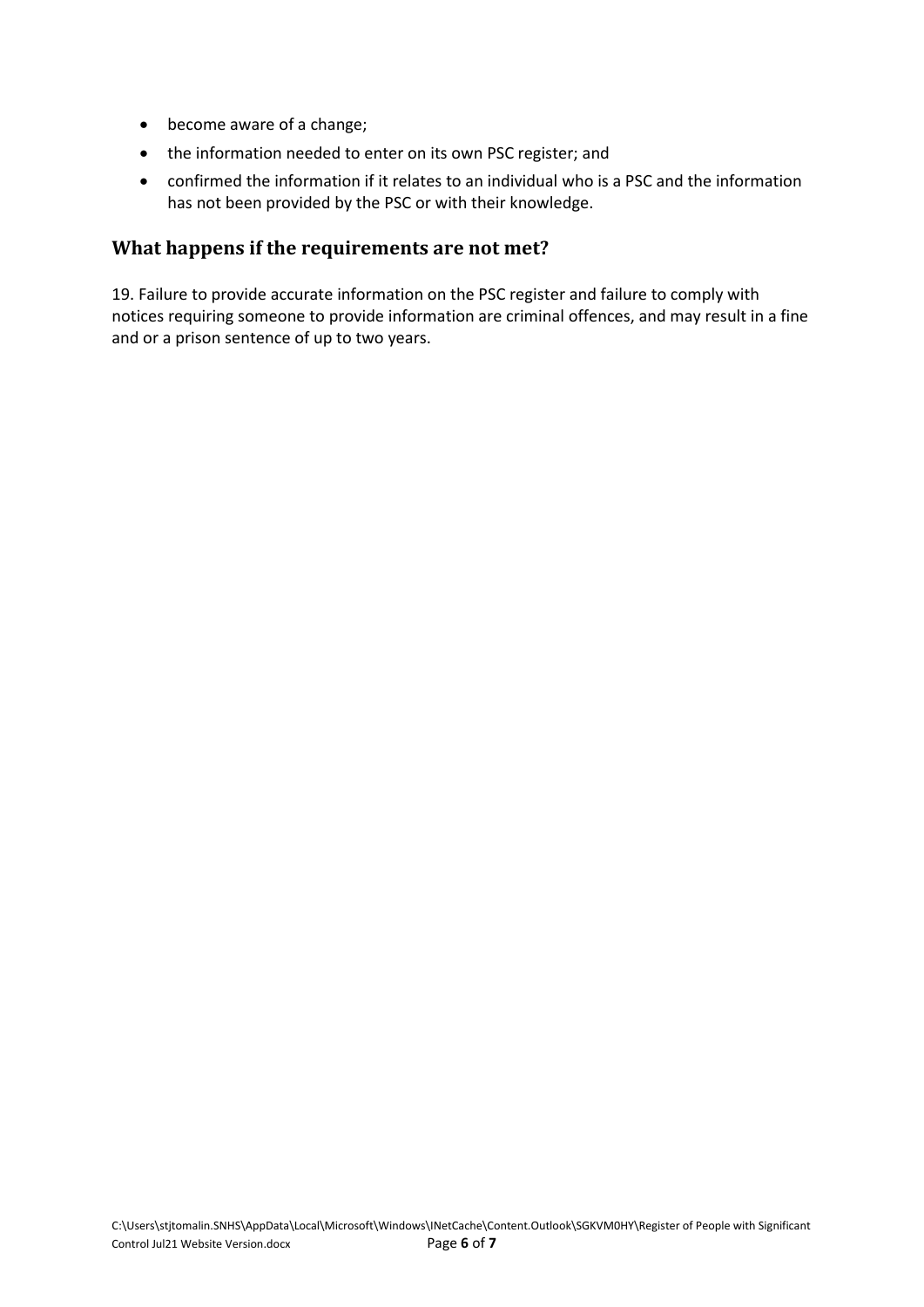- become aware of a change;
- the information needed to enter on its own PSC register; and
- confirmed the information if it relates to an individual who is a PSC and the information has not been provided by the PSC or with their knowledge.

## What happens if the requirements are not met?

19. Failure to provide accurate information on the PSC register and failure to comply with notices requiring someone to provide information are criminal offences, and may result in a fine and or a prison sentence of up to two years.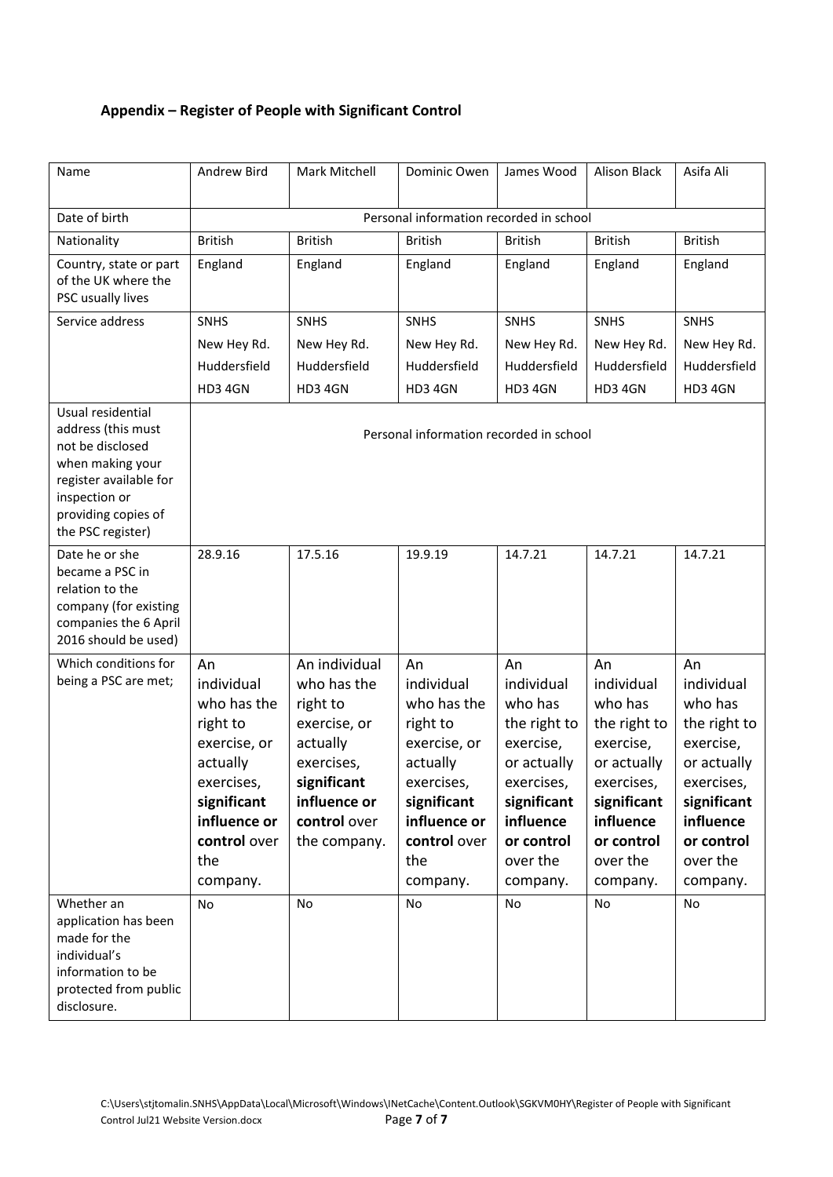## Appendix – Register of People with Significant Control

| Name | Andrew Bird | Mark Mitchell | Dominic Owen | James Wood | Alison Black | Asifa Ali |
|---|---|---|---|---|---|---|
| Date of birth | Personal information recorded in school | | | | | |
| Nationality | British | British | British | British | British | British |
| Country, state or part of the UK where the PSC usually lives | England | England | England | England | England | England |
| Service address | SNHS New Hey Rd. Huddersfield HD3 4GN | SNHS New Hey Rd. Huddersfield HD3 4GN | SNHS New Hey Rd. Huddersfield HD3 4GN | SNHS New Hey Rd. Huddersfield HD3 4GN | SNHS New Hey Rd. Huddersfield HD3 4GN | SNHS New Hey Rd. Huddersfield HD3 4GN |
| Usual residential address (this must not be disclosed when making your register available for inspection or providing copies of the PSC register) | Personal information recorded in school | | | | | |
| Date he or she became a PSC in relation to the company (for existing companies the 6 April 2016 should be used) | 28.9.16 | 17.5.16 | 19.9.19 | 14.7.21 | 14.7.21 | 14.7.21 |
| Which conditions for being a PSC are met; | An individual who has the right to exercise, or actually exercises, **significant influence or control** over the company. | An individual who has the right to exercise, or actually exercises, **significant influence or control** over the company. | An individual who has the right to exercise, or actually exercises, **significant influence or control** over the company. | An individual who has the right to exercise, or actually exercises, **significant influence or control** over the company. | An individual who has the right to exercise, or actually exercises, **significant influence or control** over the company. | An individual who has the right to exercise, or actually exercises, **significant influence or control** over the company. |
| Whether an application has been made for the individual's information to be protected from public disclosure. | No | No | No | No | No | No |

C:\Users\stjtomalin.SNHS\AppData\Local\Microsoft\Windows\INetCache\Content.Outlook\SGKVM0HY\Register of People with Significant Control Jul21 Website Version.docx